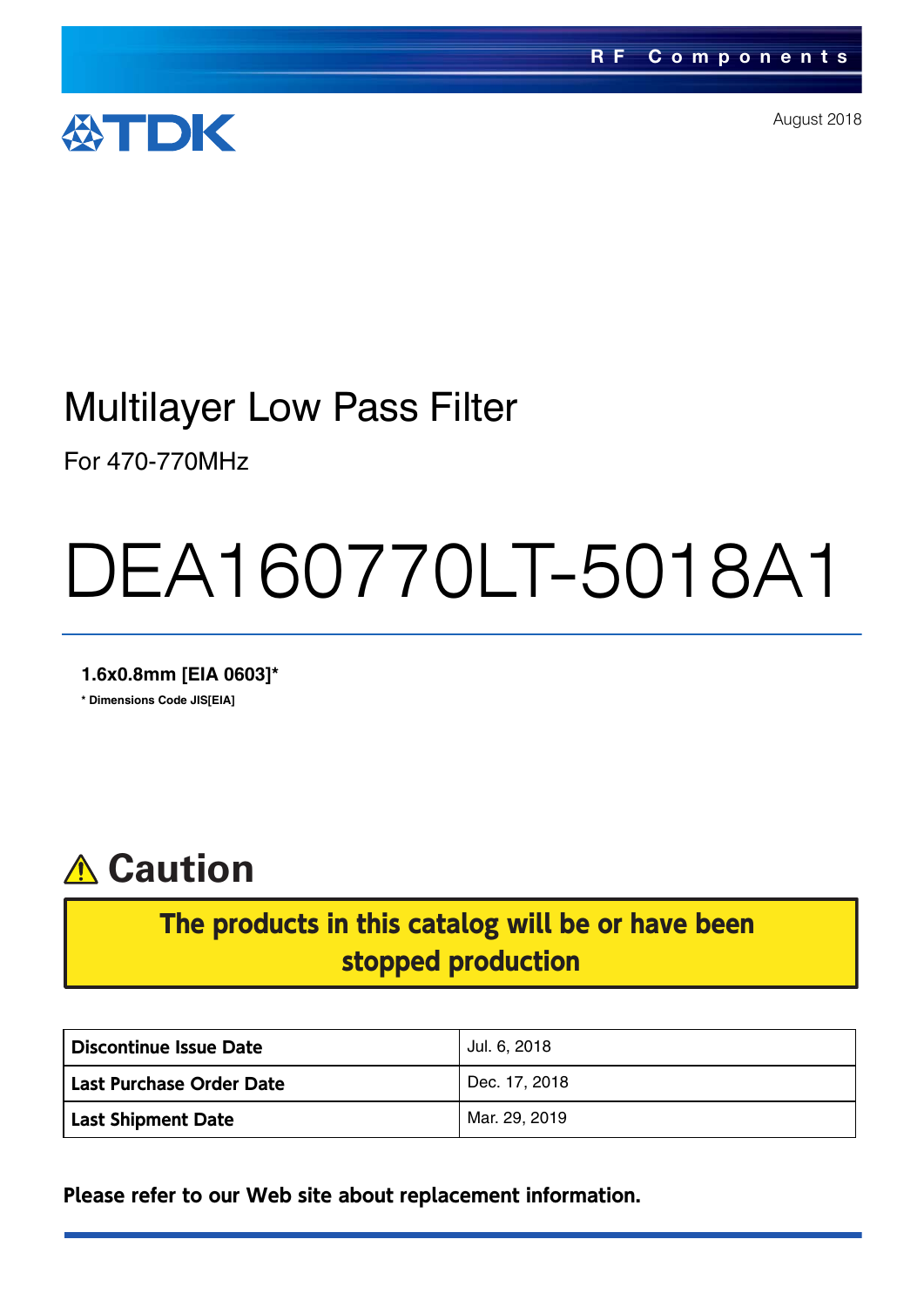RF Components

August 2018

# Multilayer Low Pass Filter

For 470-770MHz

# DEA160770LT-5018A1

**1.6x0.8mm [EIA 0603]***

***** Dimensions Code JIS[EIA]**

## ⚠ Caution

**The products in this catalog will be or have been stopped production**

| | |
|---|---|
| **Discontinue Issue Date** | Jul. 6, 2018 |
| **Last Purchase Order Date** | Dec. 17, 2018 |
| **Last Shipment Date** | Mar. 29, 2019 |

**Please refer to our Web site about replacement information.**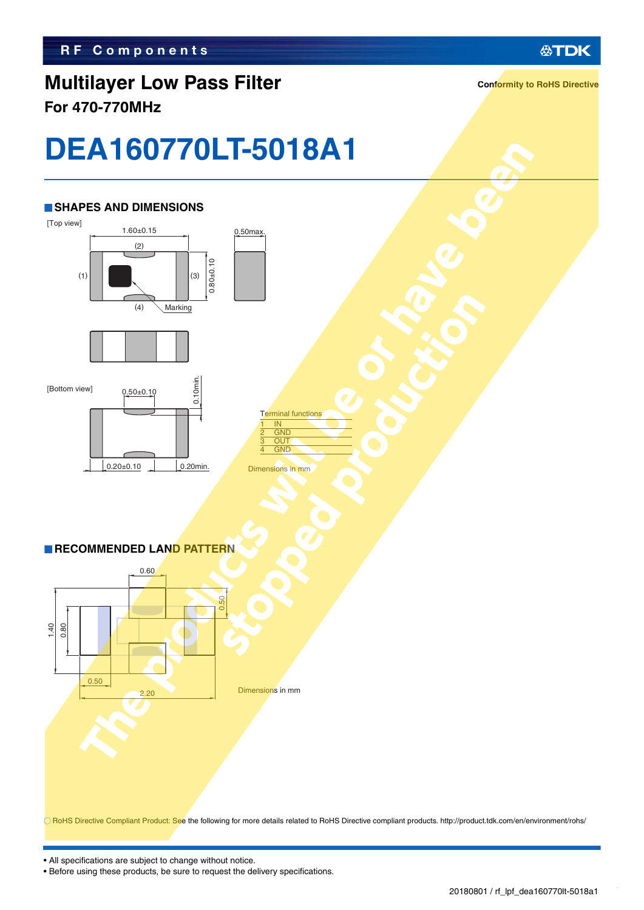RF Components

# Multilayer Low Pass Filter

### For 470-770MHz

Conformity to RoHS Directive

# DEA160770LT-5018A1

The products will be or have been stopped production

## SHAPES AND DIMENSIONS

[Top view]

1.60±0.15

0.50max.

0.80±0.10

(1) (2) (3) (4) Marking

[Bottom view]

0.50±0.10

0.10min.

0.20±0.10

0.20min.

| Terminal functions | |
|---|---|
| 1 | IN |
| 2 | GND |
| 3 | OUT |
| 4 | GND |

Dimensions in mm

## RECOMMENDED LAND PATTERN

0.60

0.50

1.40

0.80

0.50

2.20

Dimensions in mm

○ RoHS Directive Compliant Product: See the following for more details related to RoHS Directive compliant products. http://product.tdk.com/en/environment/rohs/

- All specifications are subject to change without notice.
- Before using these products, be sure to request the delivery specifications.

20180801 / rf_lpf_dea160770lt-5018a1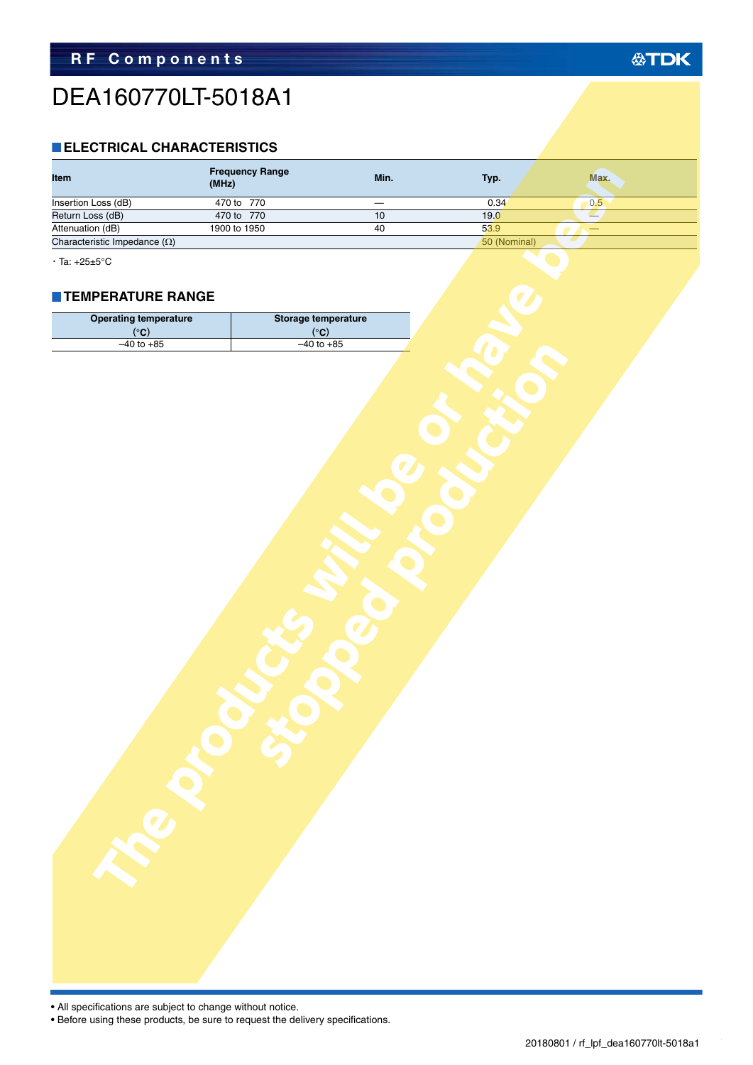# DEA160770LT-5018A1

## ELECTRICAL CHARACTERISTICS

| Item | Frequency Range (MHz) | Min. | Typ. | Max. |
|---|---|---|---|---|
| Insertion Loss (dB) | 470 to 770 | — | 0.34 | 0.5 |
| Return Loss (dB) | 470 to 770 | 10 | 19.0 | — |
| Attenuation (dB) | 1900 to 1950 | 40 | 53.9 | — |
| Characteristic Impedance (Ω) | | | 50 (Nominal) | |

・Ta: +25±5°C

## TEMPERATURE RANGE

| Operating temperature (°C) | Storage temperature (°C) |
|---|---|
| –40 to +85 | –40 to +85 |

The products will be or have been stopped production

- All specifications are subject to change without notice.
- Before using these products, be sure to request the delivery specifications.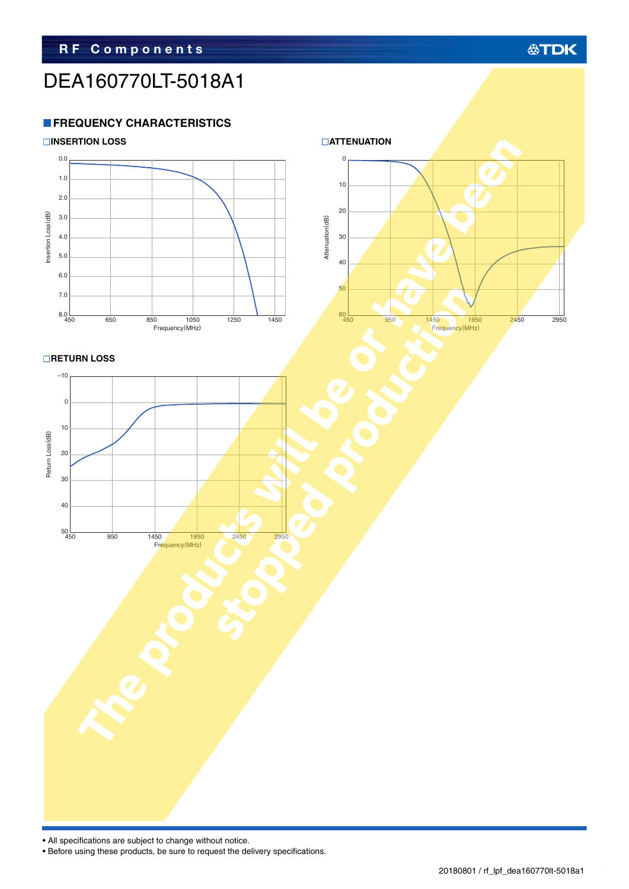# DEA160770LT-5018A1

## FREQUENCY CHARACTERISTICS

### INSERTION LOSS

Insertion Loss (dB): 0.0, 1.0, 2.0, 3.0, 4.0, 5.0, 6.0, 7.0, 8.0

Frequency (MHz): 450, 650, 850, 1050, 1250, 1450

### ATTENUATION

Attenuation (dB): 0, 10, 20, 30, 40, 50, 60

Frequency (MHz): 450, 950, 1450, 1950, 2450, 2950

### RETURN LOSS

Return Loss (dB): −10, 0, 10, 20, 30, 40, 50

Frequency (MHz): 450, 950, 1450, 1950, 2450, 2950

The products will be or have been stopped production.

- All specifications are subject to change without notice.
- Before using these products, be sure to request the delivery specifications.

20180801 / rf_lpf_dea160770lt-5018a1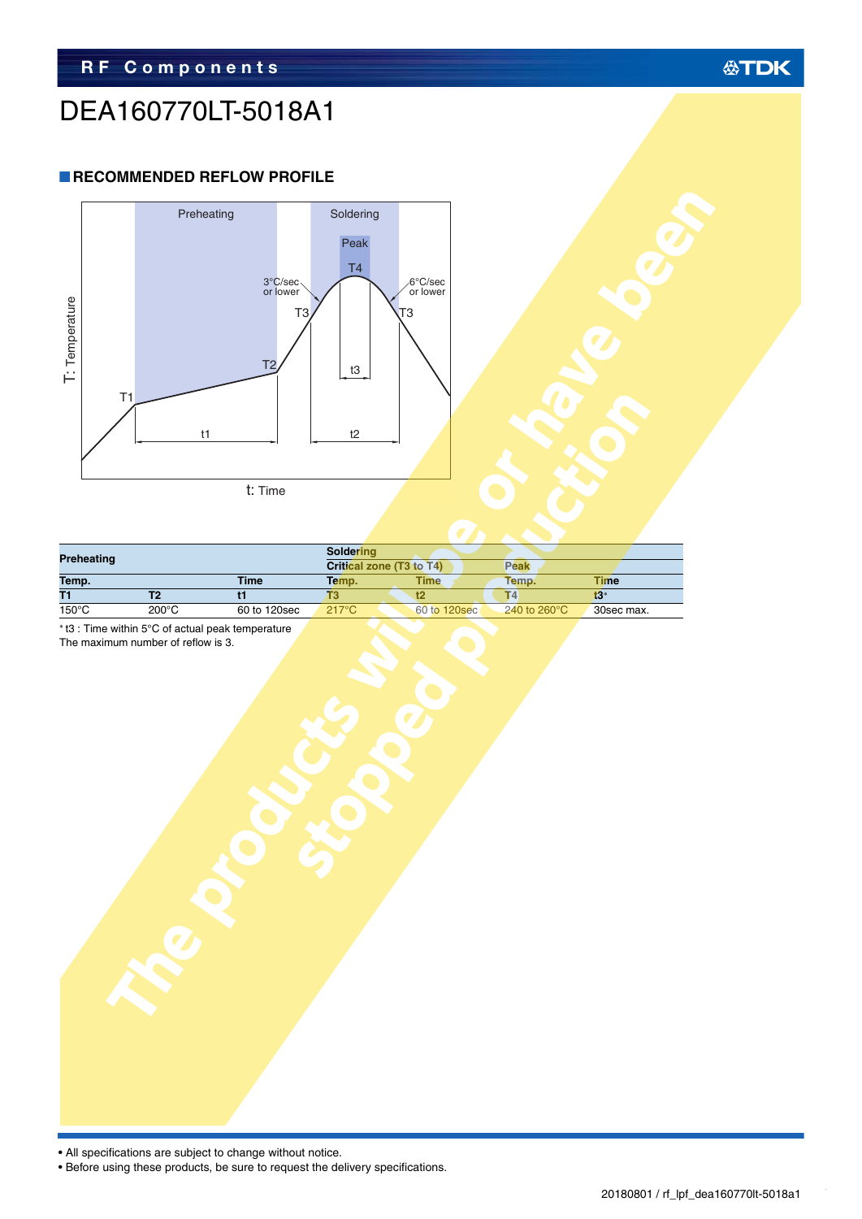# DEA160770LT-5018A1

## RECOMMENDED REFLOW PROFILE

| Preheating | | | Soldering | | | |
|---|---|---|---|---|---|---|
| | | | Critical zone (T3 to T4) | | Peak | |
| Temp. | | Time | Temp. | Time | Temp. | Time |
| T1 | T2 | t1 | T3 | t2 | T4 | t3* |
| 150°C | 200°C | 60 to 120sec | 217°C | 60 to 120sec | 240 to 260°C | 30sec max. |

* t3 : Time within 5°C of actual peak temperature

The maximum number of reflow is 3.

The products will be or have been stopped production

- All specifications are subject to change without notice.
- Before using these products, be sure to request the delivery specifications.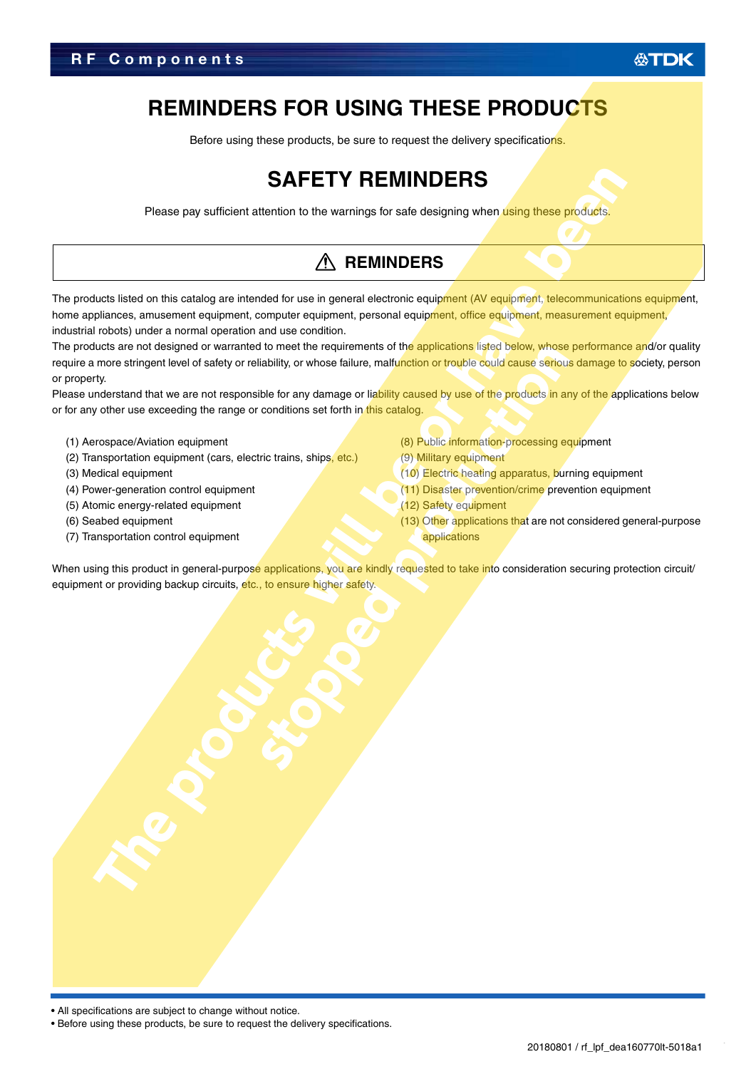# REMINDERS FOR USING THESE PRODUCTS

Before using these products, be sure to request the delivery specifications.

# SAFETY REMINDERS

Please pay sufficient attention to the warnings for safe designing when using these products.

## ⚠ REMINDERS

The products listed on this catalog are intended for use in general electronic equipment (AV equipment, telecommunications equipment, home appliances, amusement equipment, computer equipment, personal equipment, office equipment, measurement equipment, industrial robots) under a normal operation and use condition.

The products are not designed or warranted to meet the requirements of the applications listed below, whose performance and/or quality require a more stringent level of safety or reliability, or whose failure, malfunction or trouble could cause serious damage to society, person or property.

Please understand that we are not responsible for any damage or liability caused by use of the products in any of the applications below or for any other use exceeding the range or conditions set forth in this catalog.

(1) Aerospace/Aviation equipment
(2) Transportation equipment (cars, electric trains, ships, etc.)
(3) Medical equipment
(4) Power-generation control equipment
(5) Atomic energy-related equipment
(6) Seabed equipment
(7) Transportation control equipment
(8) Public information-processing equipment
(9) Military equipment
(10) Electric heating apparatus, burning equipment
(11) Disaster prevention/crime prevention equipment
(12) Safety equipment
(13) Other applications that are not considered general-purpose applications

When using this product in general-purpose applications, you are kindly requested to take into consideration securing protection circuit/equipment or providing backup circuits, etc., to ensure higher safety.

The products will be or have been stopped production

- All specifications are subject to change without notice.
- Before using these products, be sure to request the delivery specifications.

20180801 / rf_lpf_dea160770lt-5018a1